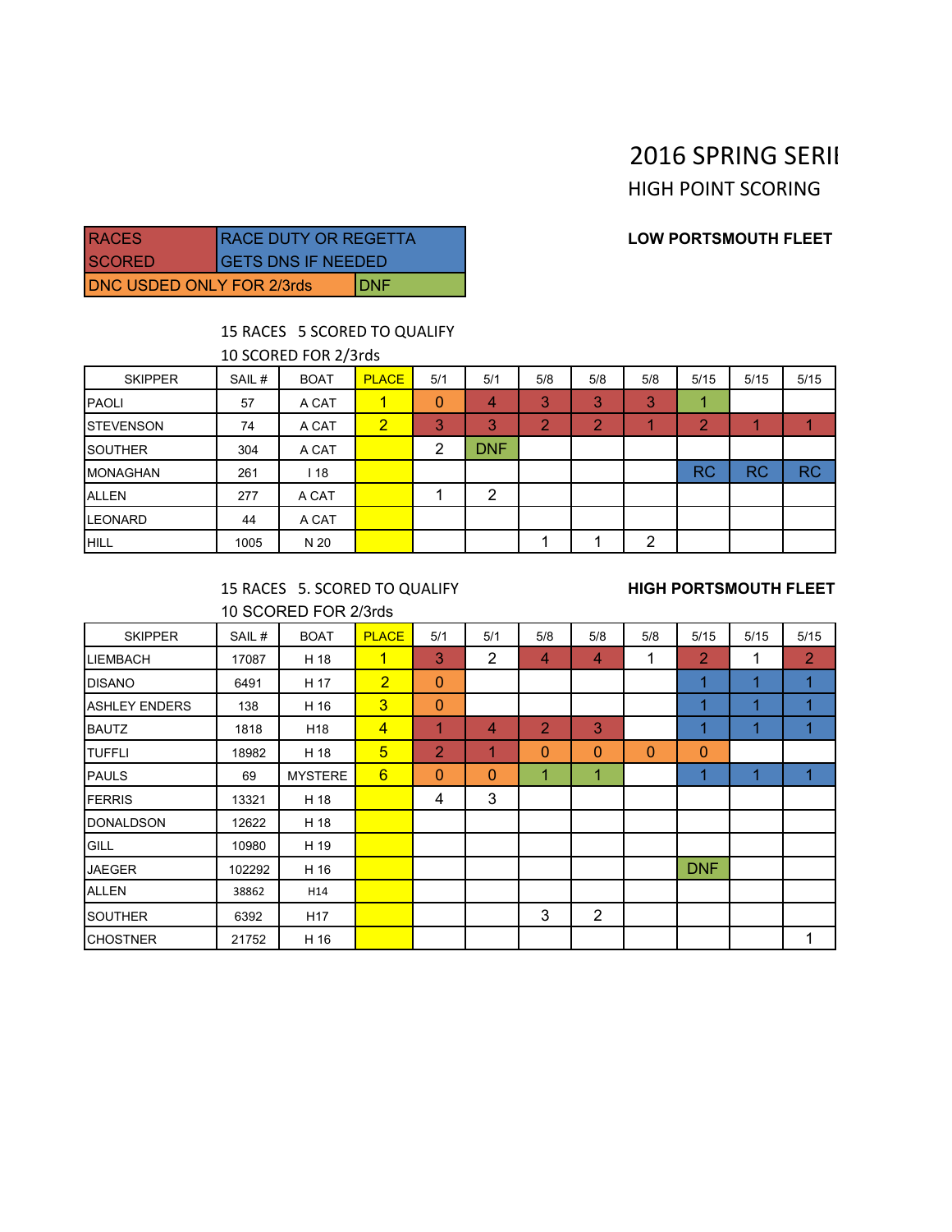# 2016 SPRING SERII

HIGH POINT SCORING

| RACES SCORED | RACE DUTY OR REGETTA GETS DNS IF NEEDED |
|---|---|
| DNC USDED ONLY FOR 2/3rds | DNF |

**LOW PORTSMOUTH FLEET**

15 RACES 5 SCORED TO QUALIFY

10 SCORED FOR 2/3rds

| SKIPPER | SAIL # | BOAT | PLACE | 5/1 | 5/1 | 5/8 | 5/8 | 5/8 | 5/15 | 5/15 | 5/15 |
|---|---|---|---|---|---|---|---|---|---|---|---|
| PAOLI | 57 | A CAT | 1 | 0 | 4 | 3 | 3 | 3 | 1 | | |
| STEVENSON | 74 | A CAT | 2 | 3 | 3 | 2 | 2 | 1 | 2 | 1 | 1 |
| SOUTHER | 304 | A CAT | | 2 | DNF | | | | | | |
| MONAGHAN | 261 | I 18 | | | | | | | RC | RC | RC |
| ALLEN | 277 | A CAT | | 1 | 2 | | | | | | |
| LEONARD | 44 | A CAT | | | | | | | | | |
| HILL | 1005 | N 20 | | | | 1 | 1 | 2 | | | |

**HIGH PORTSMOUTH FLEET**

15 RACES 5. SCORED TO QUALIFY

10 SCORED FOR 2/3rds

| SKIPPER | SAIL # | BOAT | PLACE | 5/1 | 5/1 | 5/8 | 5/8 | 5/8 | 5/15 | 5/15 | 5/15 |
|---|---|---|---|---|---|---|---|---|---|---|---|
| LIEMBACH | 17087 | H 18 | 1 | 3 | 2 | 4 | 4 | 1 | 2 | 1 | 2 |
| DISANO | 6491 | H 17 | 2 | 0 | | | | | 1 | 1 | 1 |
| ASHLEY ENDERS | 138 | H 16 | 3 | 0 | | | | | 1 | 1 | 1 |
| BAUTZ | 1818 | H18 | 4 | 1 | 4 | 2 | 3 | | 1 | 1 | 1 |
| TUFFLI | 18982 | H 18 | 5 | 2 | 1 | 0 | 0 | 0 | 0 | | |
| PAULS | 69 | MYSTERE | 6 | 0 | 0 | 1 | 1 | | 1 | 1 | 1 |
| FERRIS | 13321 | H 18 | | 4 | 3 | | | | | | |
| DONALDSON | 12622 | H 18 | | | | | | | | | |
| GILL | 10980 | H 19 | | | | | | | | | |
| JAEGER | 102292 | H 16 | | | | | | | DNF | | |
| ALLEN | 38862 | H14 | | | | | | | | | |
| SOUTHER | 6392 | H17 | | | | 3 | 2 | | | | |
| CHOSTNER | 21752 | H 16 | | | | | | | | | 1 |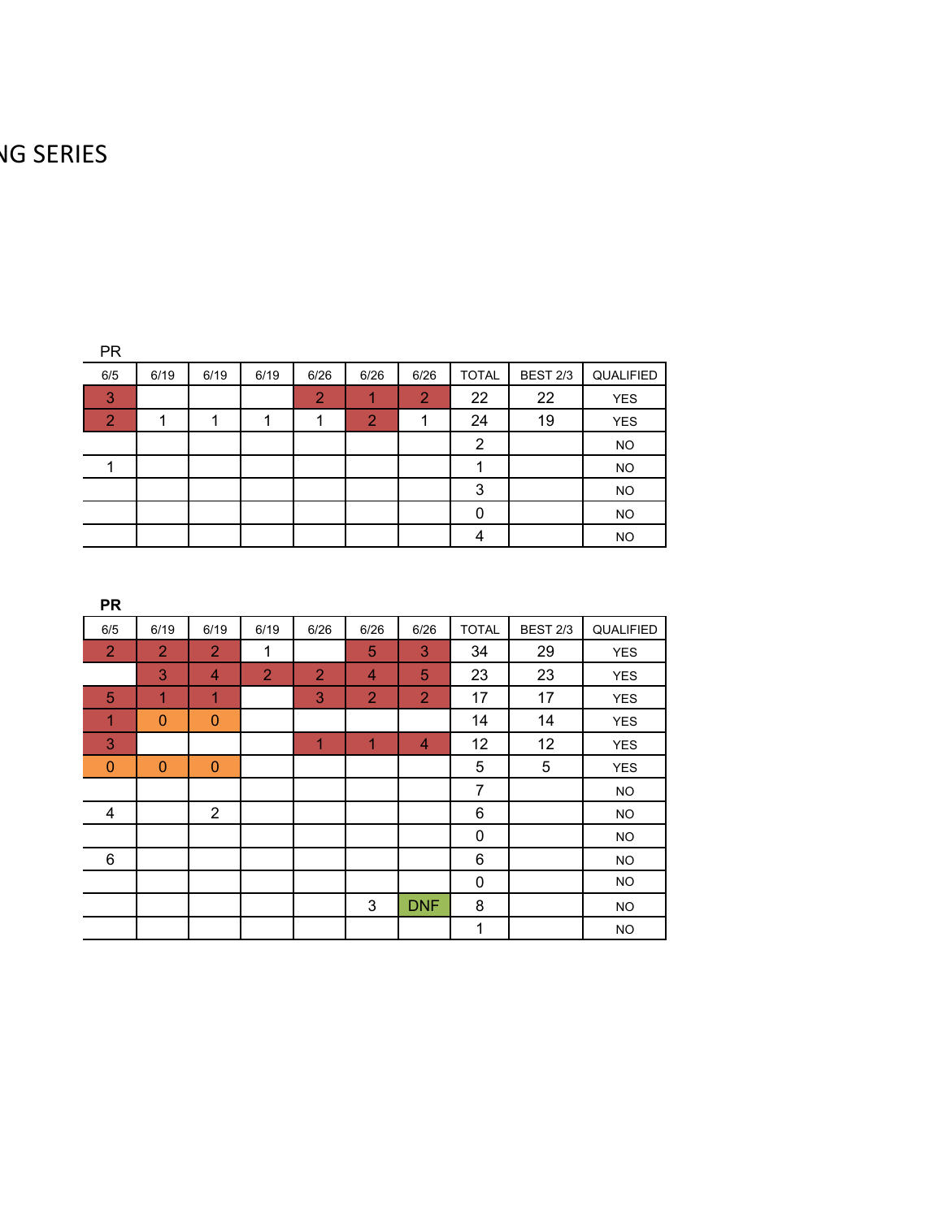NG SERIES

PR

| 6/5 | 6/19 | 6/19 | 6/19 | 6/26 | 6/26 | 6/26 | TOTAL | BEST 2/3 | QUALIFIED |
|---|---|---|---|---|---|---|---|---|---|
| 3 | | | | 2 | 1 | 2 | 22 | 22 | YES |
| 2 | 1 | 1 | 1 | 1 | 2 | 1 | 24 | 19 | YES |
| | | | | | | | 2 | | NO |
| 1 | | | | | | | 1 | | NO |
| | | | | | | | 3 | | NO |
| | | | | | | | 0 | | NO |
| | | | | | | | 4 | | NO |

**PR**

| 6/5 | 6/19 | 6/19 | 6/19 | 6/26 | 6/26 | 6/26 | TOTAL | BEST 2/3 | QUALIFIED |
|---|---|---|---|---|---|---|---|---|---|
| 2 | 2 | 2 | 1 | | 5 | 3 | 34 | 29 | YES |
| | 3 | 4 | 2 | 2 | 4 | 5 | 23 | 23 | YES |
| 5 | 1 | 1 | | 3 | 2 | 2 | 17 | 17 | YES |
| 1 | 0 | 0 | | | | | 14 | 14 | YES |
| 3 | | | | 1 | 1 | 4 | 12 | 12 | YES |
| 0 | 0 | 0 | | | | | 5 | 5 | YES |
| | | | | | | | 7 | | NO |
| 4 | | 2 | | | | | 6 | | NO |
| | | | | | | | 0 | | NO |
| 6 | | | | | | | 6 | | NO |
| | | | | | | | 0 | | NO |
| | | | | | 3 | DNF | 8 | | NO |
| | | | | | | | 1 | | NO |